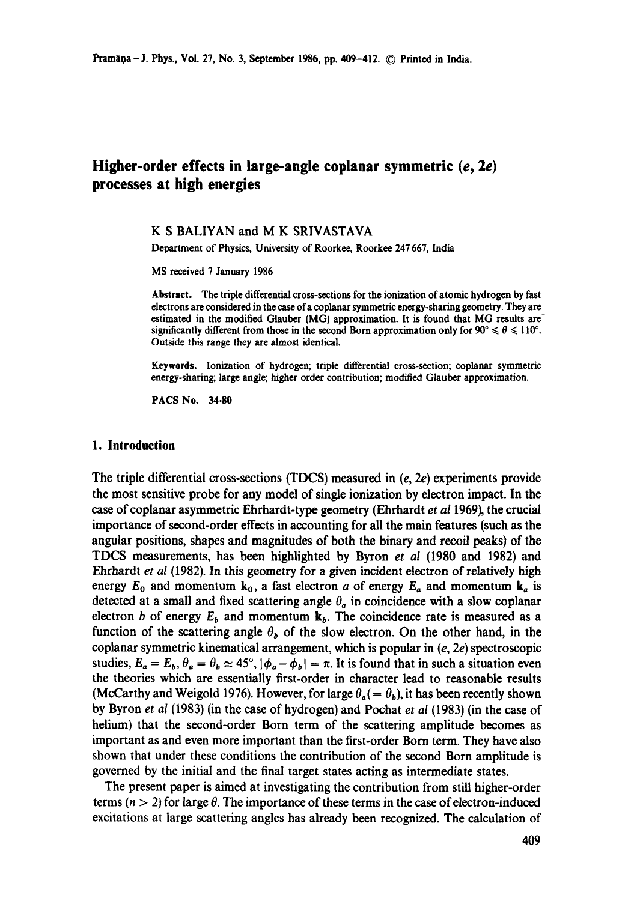# Higher-order effects in large-angle coplanar symmetric (*e*, 2*e*) processes at high energies

K S BALIYAN and M K SRIVASTAVA

Department of Physics, University of Roorkee, Roorkee 247 667, India

MS received 7 January 1986

**Abstract.** The triple differential cross-sections for the ionization of atomic hydrogen by fast electrons are considered in the case of a coplanar symmetric energy-sharing geometry. They are estimated in the modified Glauber (MG) approximation. It is found that MG results are significantly different from those in the second Born approximation only for $90° \leqslant \theta \leqslant 110°$. Outside this range they are almost identical.

**Keywords.** Ionization of hydrogen; triple differential cross-section; coplanar symmetric energy-sharing; large angle; higher order contribution; modified Glauber approximation.

**PACS No.** 34.80

## 1. Introduction

The triple differential cross-sections (TDCS) measured in (*e*, 2*e*) experiments provide the most sensitive probe for any model of single ionization by electron impact. In the case of coplanar asymmetric Ehrhardt-type geometry (Ehrhardt *et al* 1969), the crucial importance of second-order effects in accounting for all the main features (such as the angular positions, shapes and magnitudes of both the binary and recoil peaks) of the TDCS measurements, has been highlighted by Byron *et al* (1980 and 1982) and Ehrhardt *et al* (1982). In this geometry for a given incident electron of relatively high energy $E_0$ and momentum $\mathbf{k}_0$, a fast electron *a* of energy $E_a$ and momentum $\mathbf{k}_a$ is detected at a small and fixed scattering angle $\theta_a$ in coincidence with a slow coplanar electron *b* of energy $E_b$ and momentum $\mathbf{k}_b$. The coincidence rate is measured as a function of the scattering angle $\theta_b$ of the slow electron. On the other hand, in the coplanar symmetric kinematical arrangement, which is popular in (*e*, 2*e*) spectroscopic studies, $E_a = E_b$, $\theta_a = \theta_b \simeq 45°$, $|\phi_a - \phi_b| = \pi$. It is found that in such a situation even the theories which are essentially first-order in character lead to reasonable results (McCarthy and Weigold 1976). However, for large $\theta_a (= \theta_b)$, it has been recently shown by Byron *et al* (1983) (in the case of hydrogen) and Pochat *et al* (1983) (in the case of helium) that the second-order Born term of the scattering amplitude becomes as important as and even more important than the first-order Born term. They have also shown that under these conditions the contribution of the second Born amplitude is governed by the initial and the final target states acting as intermediate states.

The present paper is aimed at investigating the contribution from still higher-order terms ($n > 2$) for large $\theta$. The importance of these terms in the case of electron-induced excitations at large scattering angles has already been recognized. The calculation of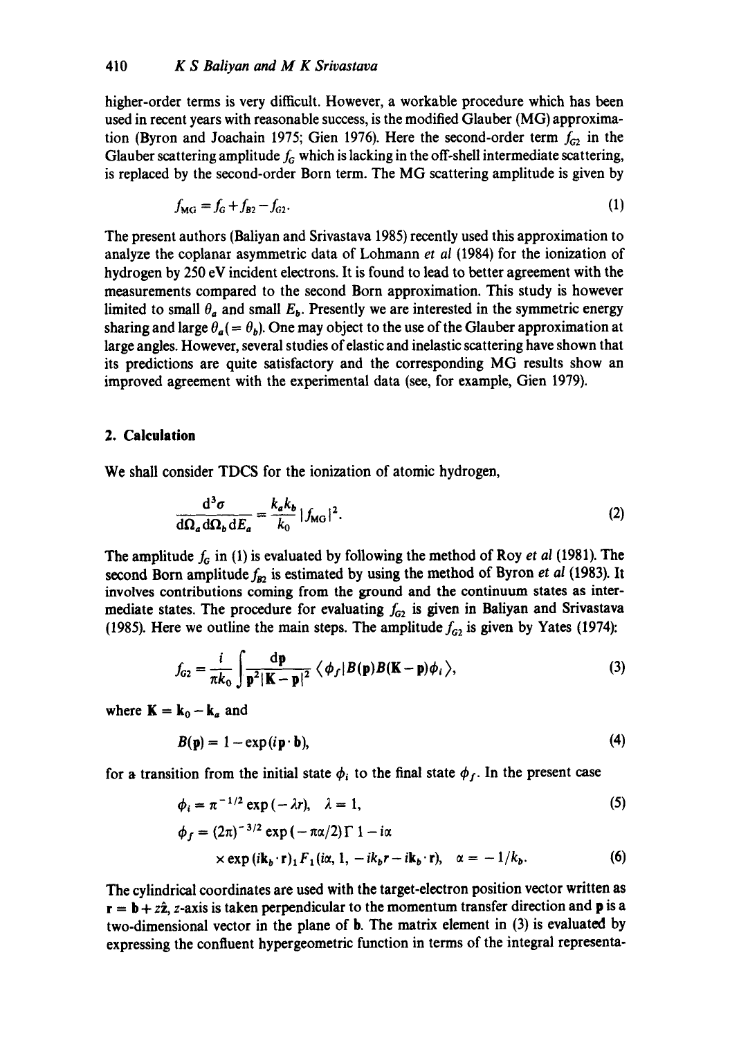higher-order terms is very difficult. However, a workable procedure which has been used in recent years with reasonable success, is the modified Glauber (MG) approximation (Byron and Joachain 1975; Gien 1976). Here the second-order term $f_{G2}$ in the Glauber scattering amplitude $f_G$ which is lacking in the off-shell intermediate scattering, is replaced by the second-order Born term. The MG scattering amplitude is given by

$$f_{\text{MG}} = f_G + f_{B2} - f_{G2}. \tag{1}$$

The present authors (Baliyan and Srivastava 1985) recently used this approximation to analyze the coplanar asymmetric data of Lohmann *et al* (1984) for the ionization of hydrogen by 250 eV incident electrons. It is found to lead to better agreement with the measurements compared to the second Born approximation. This study is however limited to small $\theta_a$ and small $E_b$. Presently we are interested in the symmetric energy sharing and large $\theta_a (= \theta_b)$. One may object to the use of the Glauber approximation at large angles. However, several studies of elastic and inelastic scattering have shown that its predictions are quite satisfactory and the corresponding MG results show an improved agreement with the experimental data (see, for example, Gien 1979).

## 2. Calculation

We shall consider TDCS for the ionization of atomic hydrogen,

$$\frac{\mathrm{d}^3\sigma}{\mathrm{d}\Omega_a \mathrm{d}\Omega_b \mathrm{d}E_a} = \frac{k_a k_b}{k_0} |f_{\text{MG}}|^2. \tag{2}$$

The amplitude $f_G$ in (1) is evaluated by following the method of Roy *et al* (1981). The second Born amplitude $f_{B2}$ is estimated by using the method of Byron *et al* (1983). It involves contributions coming from the ground and the continuum states as intermediate states. The procedure for evaluating $f_{G2}$ is given in Baliyan and Srivastava (1985). Here we outline the main steps. The amplitude $f_{G2}$ is given by Yates (1974):

$$f_{G2} = \frac{i}{\pi k_0} \int \frac{\mathrm{d}\mathbf{p}}{\mathbf{p}^2 |\mathbf{K} - \mathbf{p}|^2} \langle \phi_f | B(\mathbf{p}) B(\mathbf{K} - \mathbf{p}) \phi_i \rangle, \tag{3}$$

where $\mathbf{K} = \mathbf{k}_0 - \mathbf{k}_a$ and

$$B(\mathbf{p}) = 1 - \exp(i\mathbf{p} \cdot \mathbf{b}), \tag{4}$$

for a transition from the initial state $\phi_i$ to the final state $\phi_f$. In the present case

$$\phi_i = \pi^{-1/2} \exp(-\lambda r), \quad \lambda = 1, \tag{5}$$

$$\phi_f = (2\pi)^{-3/2} \exp(-\pi\alpha/2) \Gamma\, 1 - i\alpha$$
$$\times \exp(i\mathbf{k}_b \cdot \mathbf{r})\, {}_1F_1(i\alpha, 1, -ik_b r - i\mathbf{k}_b \cdot \mathbf{r}), \quad \alpha = -1/k_b. \tag{6}$$

The cylindrical coordinates are used with the target-electron position vector written as $\mathbf{r} = \mathbf{b} + z\hat{\mathbf{z}}$, $z$-axis is taken perpendicular to the momentum transfer direction and $\mathbf{p}$ is a two-dimensional vector in the plane of $\mathbf{b}$. The matrix element in (3) is evaluated by expressing the confluent hypergeometric function in terms of the integral representa-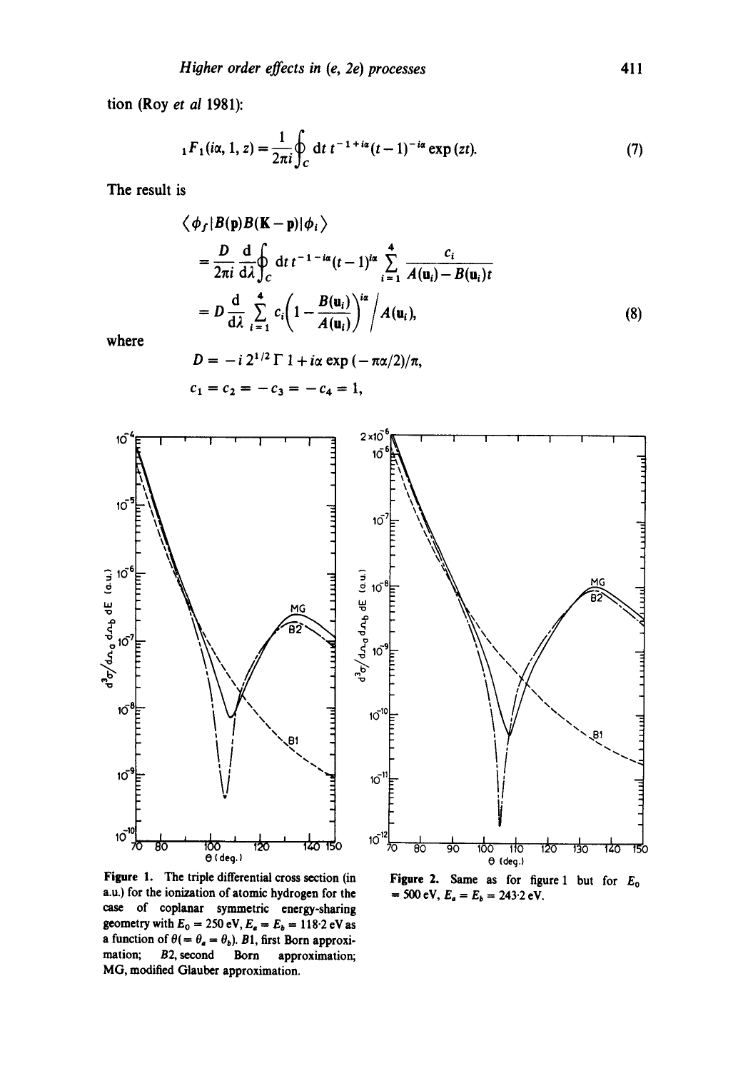tion (Roy *et al* 1981):

$$
{}_1F_1(i\alpha, 1, z) = \frac{1}{2\pi i}\oint_C \mathrm{d}t\, t^{-1+i\alpha}(t-1)^{-i\alpha}\exp(zt). \tag{7}
$$

The result is

$$
\begin{aligned}
&\langle \phi_f | B(\mathbf{p}) B(\mathbf{K}-\mathbf{p}) | \phi_i \rangle \\
&= \frac{D}{2\pi i}\frac{\mathrm{d}}{\mathrm{d}\lambda}\oint_C \mathrm{d}t\, t^{-1-i\alpha}(t-1)^{i\alpha}\sum_{i=1}^{4}\frac{c_i}{A(\mathbf{u}_i)-B(\mathbf{u}_i)t} \\
&= D\frac{\mathrm{d}}{\mathrm{d}\lambda}\sum_{i=1}^{4} c_i\left(1-\frac{B(\mathbf{u}_i)}{A(\mathbf{u}_i)}\right)^{i\alpha}\Big/ A(\mathbf{u}_i),
\end{aligned} \tag{8}
$$

where

$$
D = -i\, 2^{1/2}\,\Gamma\, 1 + i\alpha \exp(-\pi\alpha/2)/\pi,
$$

$$
c_1 = c_2 = -c_3 = -c_4 = 1,
$$

**Figure 1.** The triple differential cross section (in a.u.) for the ionization of atomic hydrogen for the case of coplanar symmetric energy-sharing geometry with $E_0 = 250$ eV, $E_a = E_b = 118{\cdot}2$ eV as a function of $\theta (= \theta_a = \theta_b)$. *B*1, first Born approximation; *B*2, second Born approximation; MG, modified Glauber approximation.

**Figure 2.** Same as for figure 1 but for $E_0 = 500$ eV, $E_a = E_b = 243{\cdot}2$ eV.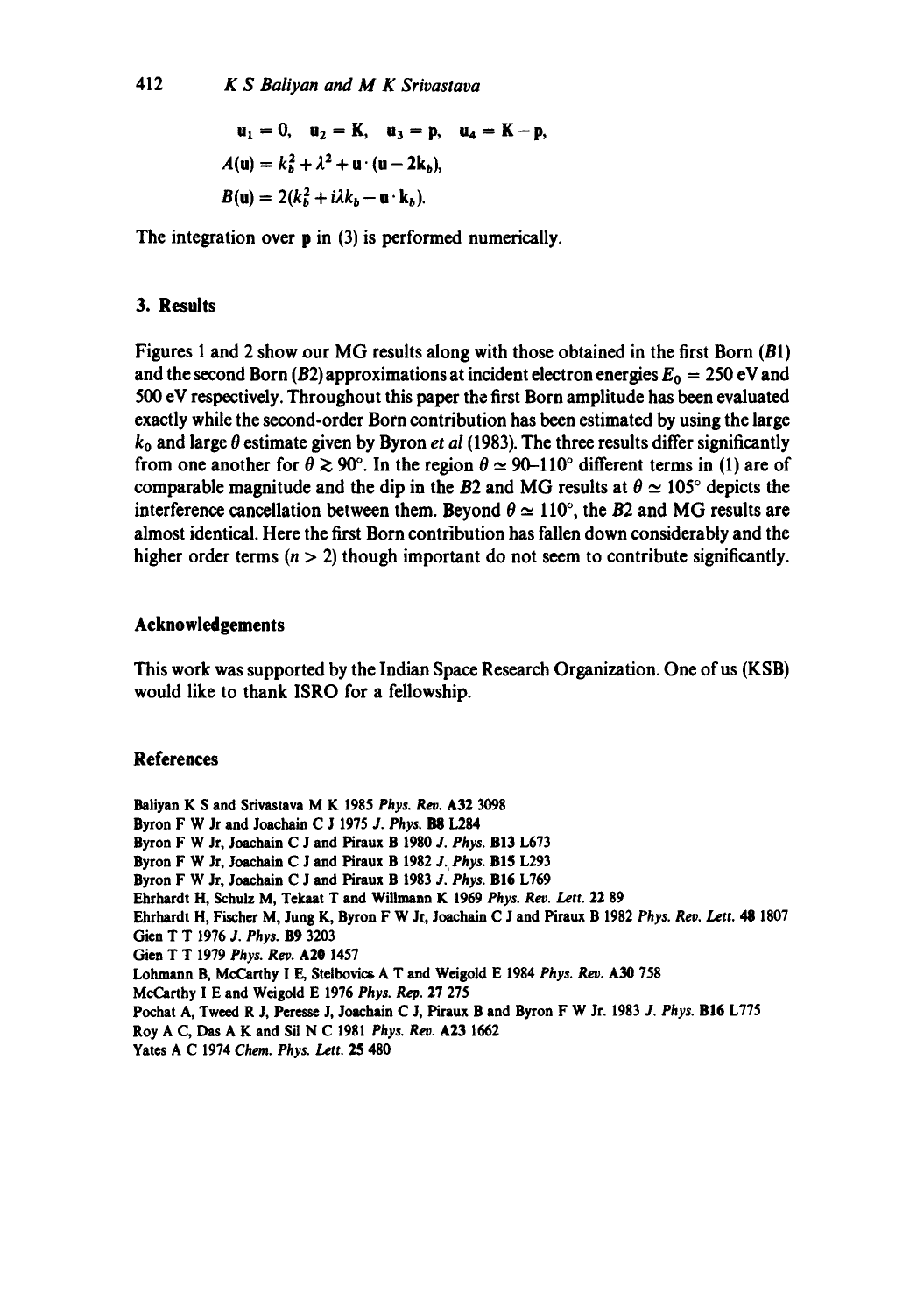$$\mathbf{u}_1 = 0, \quad \mathbf{u}_2 = \mathbf{K}, \quad \mathbf{u}_3 = \mathbf{p}, \quad \mathbf{u}_4 = \mathbf{K} - \mathbf{p},$$

$$A(\mathbf{u}) = k_b^2 + \lambda^2 + \mathbf{u} \cdot (\mathbf{u} - 2\mathbf{k}_b),$$

$$B(\mathbf{u}) = 2(k_b^2 + i\lambda k_b - \mathbf{u} \cdot \mathbf{k}_b).$$

The integration over $\mathbf{p}$ in (3) is performed numerically.

## 3. Results

Figures 1 and 2 show our MG results along with those obtained in the first Born ($B1$) and the second Born ($B2$) approximations at incident electron energies $E_0 = 250$ eV and 500 eV respectively. Throughout this paper the first Born amplitude has been evaluated exactly while the second-order Born contribution has been estimated by using the large $k_0$ and large $\theta$ estimate given by Byron *et al* (1983). The three results differ significantly from one another for $\theta \gtrsim 90°$. In the region $\theta \simeq 90$–$110°$ different terms in (1) are of comparable magnitude and the dip in the $B2$ and MG results at $\theta \simeq 105°$ depicts the interference cancellation between them. Beyond $\theta \simeq 110°$, the $B2$ and MG results are almost identical. Here the first Born contribution has fallen down considerably and the higher order terms ($n > 2$) though important do not seem to contribute significantly.

## Acknowledgements

This work was supported by the Indian Space Research Organization. One of us (KSB) would like to thank ISRO for a fellowship.

## References

Baliyan K S and Srivastava M K 1985 *Phys. Rev.* **A32** 3098
Byron F W Jr and Joachain C J 1975 *J. Phys.* **B8** L284
Byron F W Jr, Joachain C J and Piraux B 1980 *J. Phys.* **B13** L673
Byron F W Jr, Joachain C J and Piraux B 1982 *J. Phys.* **B15** L293
Byron F W Jr, Joachain C J and Piraux B 1983 *J. Phys.* **B16** L769
Ehrhardt H, Schulz M, Tekaat T and Willmann K 1969 *Phys. Rev. Lett.* **22** 89
Ehrhardt H, Fischer M, Jung K, Byron F W Jr, Joachain C J and Piraux B 1982 *Phys. Rev. Lett.* **48** 1807
Gien T T 1976 *J. Phys.* **B9** 3203
Gien T T 1979 *Phys. Rev.* **A20** 1457
Lohmann B, McCarthy I E, Stelbovics A T and Weigold E 1984 *Phys. Rev.* **A30** 758
McCarthy I E and Weigold E 1976 *Phys. Rep.* **27** 275
Pochat A, Tweed R J, Peresse J, Joachain C J, Piraux B and Byron F W Jr. 1983 *J. Phys.* **B16** L775
Roy A C, Das A K and Sil N C 1981 *Phys. Rev.* **A23** 1662
Yates A C 1974 *Chem. Phys. Lett.* **25** 480